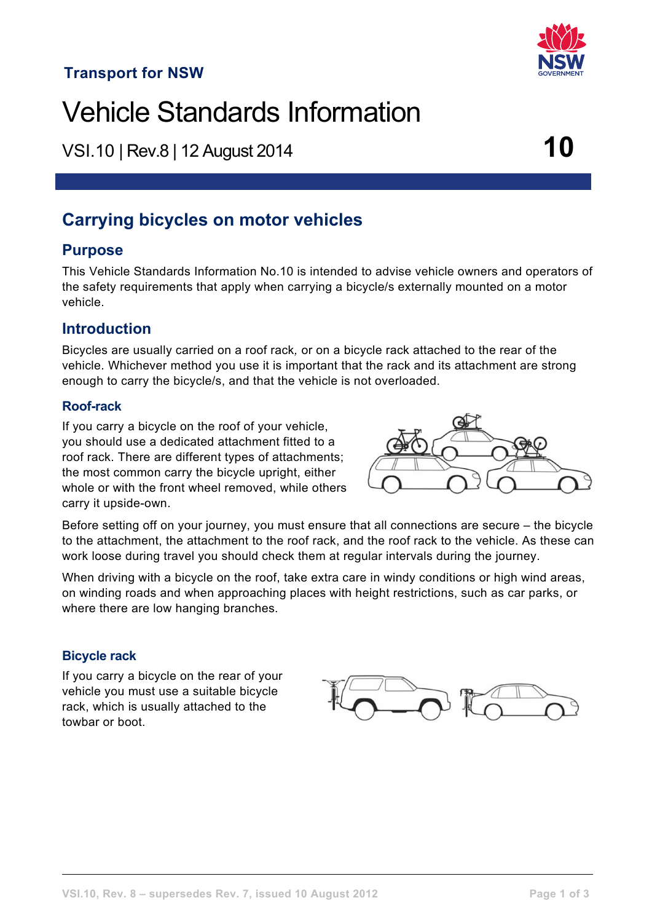Transport for NSW

# Vehicle Standards Information

VSI.10 | Rev.8 | 12 August 2014 **10**

## Carrying bicycles on motor vehicles

## Purpose

This Vehicle Standards Information No.10 is intended to advise vehicle owners and operators of the safety requirements that apply when carrying a bicycle/s externally mounted on a motor vehicle.

## Introduction

Bicycles are usually carried on a roof rack, or on a bicycle rack attached to the rear of the vehicle. Whichever method you use it is important that the rack and its attachment are strong enough to carry the bicycle/s, and that the vehicle is not overloaded.

### Roof-rack

If you carry a bicycle on the roof of your vehicle, you should use a dedicated attachment fitted to a roof rack. There are different types of attachments; the most common carry the bicycle upright, either whole or with the front wheel removed, while others carry it upside-own.

Before setting off on your journey, you must ensure that all connections are secure – the bicycle to the attachment, the attachment to the roof rack, and the roof rack to the vehicle. As these can work loose during travel you should check them at regular intervals during the journey.

When driving with a bicycle on the roof, take extra care in windy conditions or high wind areas, on winding roads and when approaching places with height restrictions, such as car parks, or where there are low hanging branches.

### Bicycle rack

If you carry a bicycle on the rear of your vehicle you must use a suitable bicycle rack, which is usually attached to the towbar or boot.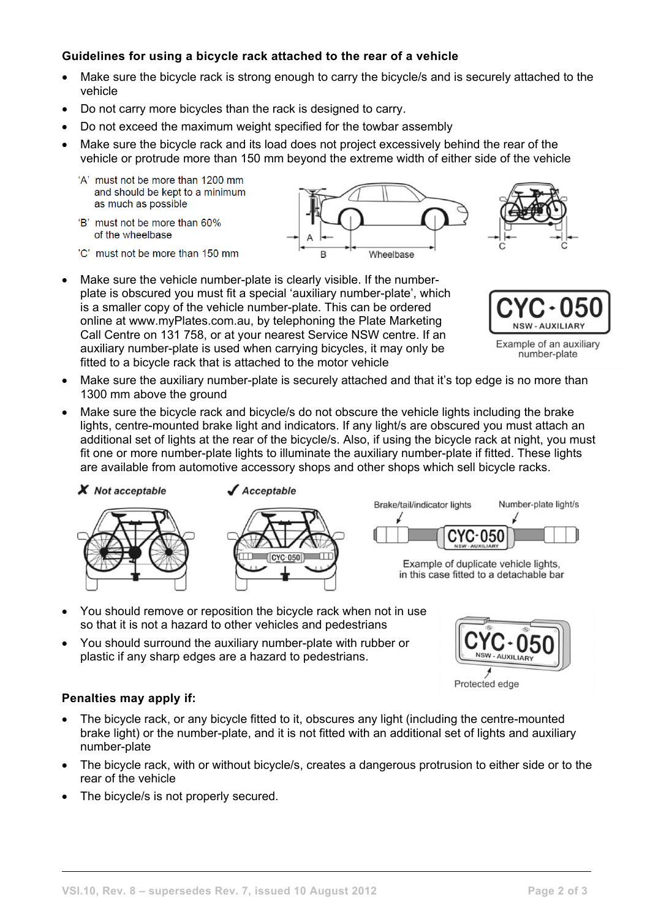**Guidelines for using a bicycle rack attached to the rear of a vehicle**

- Make sure the bicycle rack is strong enough to carry the bicycle/s and is securely attached to the vehicle
- Do not carry more bicycles than the rack is designed to carry.
- Do not exceed the maximum weight specified for the towbar assembly
- Make sure the bicycle rack and its load does not project excessively behind the rear of the vehicle or protrude more than 150 mm beyond the extreme width of either side of the vehicle

'A' must not be more than 1200 mm and should be kept to a minimum as much as possible

'B' must not be more than 60% of the wheelbase

'C' must not be more than 150 mm

- Make sure the vehicle number-plate is clearly visible. If the number-plate is obscured you must fit a special 'auxiliary number-plate', which is a smaller copy of the vehicle number-plate. This can be ordered online at www.myPlates.com.au, by telephoning the Plate Marketing Call Centre on 131 758, or at your nearest Service NSW centre. If an auxiliary number-plate is used when carrying bicycles, it may only be fitted to a bicycle rack that is attached to the motor vehicle

Example of an auxiliary number-plate

- Make sure the auxiliary number-plate is securely attached and that it's top edge is no more than 1300 mm above the ground
- Make sure the bicycle rack and bicycle/s do not obscure the vehicle lights including the brake lights, centre-mounted brake light and indicators. If any light/s are obscured you must attach an additional set of lights at the rear of the bicycle/s. Also, if using the bicycle rack at night, you must fit one or more number-plate lights to illuminate the auxiliary number-plate if fitted. These lights are available from automotive accessory shops and other shops which sell bicycle racks.

✗ *Not acceptable* ✓ *Acceptable*

Example of duplicate vehicle lights, in this case fitted to a detachable bar

- You should remove or reposition the bicycle rack when not in use so that it is not a hazard to other vehicles and pedestrians
- You should surround the auxiliary number-plate with rubber or plastic if any sharp edges are a hazard to pedestrians.

Protected edge

**Penalties may apply if:**

- The bicycle rack, or any bicycle fitted to it, obscures any light (including the centre-mounted brake light) or the number-plate, and it is not fitted with an additional set of lights and auxiliary number-plate
- The bicycle rack, with or without bicycle/s, creates a dangerous protrusion to either side or to the rear of the vehicle
- The bicycle/s is not properly secured.

VSI.10, Rev. 8 – supersedes Rev. 7, issued 10 August 2012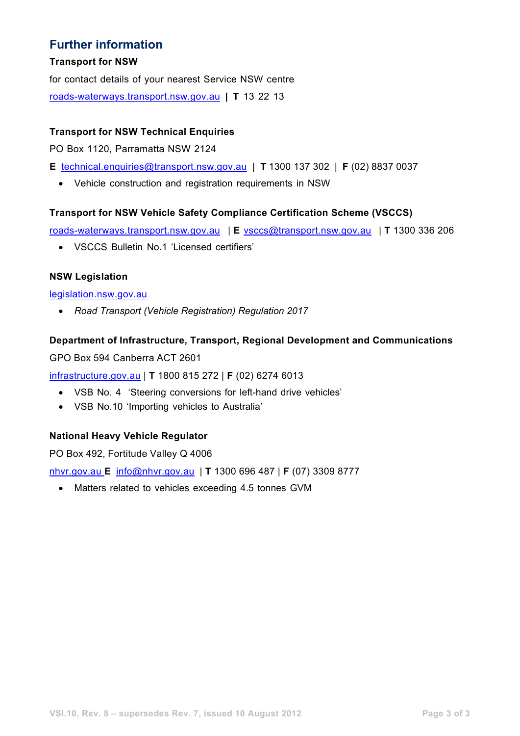## Further information

**Transport for NSW**

for contact details of your nearest Service NSW centre

roads-waterways.transport.nsw.gov.au **|** **T** 13 22 13

**Transport for NSW Technical Enquiries**

PO Box 1120, Parramatta NSW 2124

**E** technical.enquiries@transport.nsw.gov.au | **T** 1300 137 302 | **F** (02) 8837 0037

- Vehicle construction and registration requirements in NSW

**Transport for NSW Vehicle Safety Compliance Certification Scheme (VSCCS)**

roads-waterways.transport.nsw.gov.au | **E** vsccs@transport.nsw.gov.au | **T** 1300 336 206

- VSCCS Bulletin No.1 'Licensed certifiers'

**NSW Legislation**

legislation.nsw.gov.au

- *Road Transport (Vehicle Registration) Regulation 2017*

**Department of Infrastructure, Transport, Regional Development and Communications**

GPO Box 594 Canberra ACT 2601

infrastructure.gov.au | **T** 1800 815 272 | **F** (02) 6274 6013

- VSB No. 4 'Steering conversions for left-hand drive vehicles'
- VSB No.10 'Importing vehicles to Australia'

**National Heavy Vehicle Regulator**

PO Box 492, Fortitude Valley Q 4006

nhvr.gov.au **E** info@nhvr.gov.au | **T** 1300 696 487 | **F** (07) 3309 8777

- Matters related to vehicles exceeding 4.5 tonnes GVM